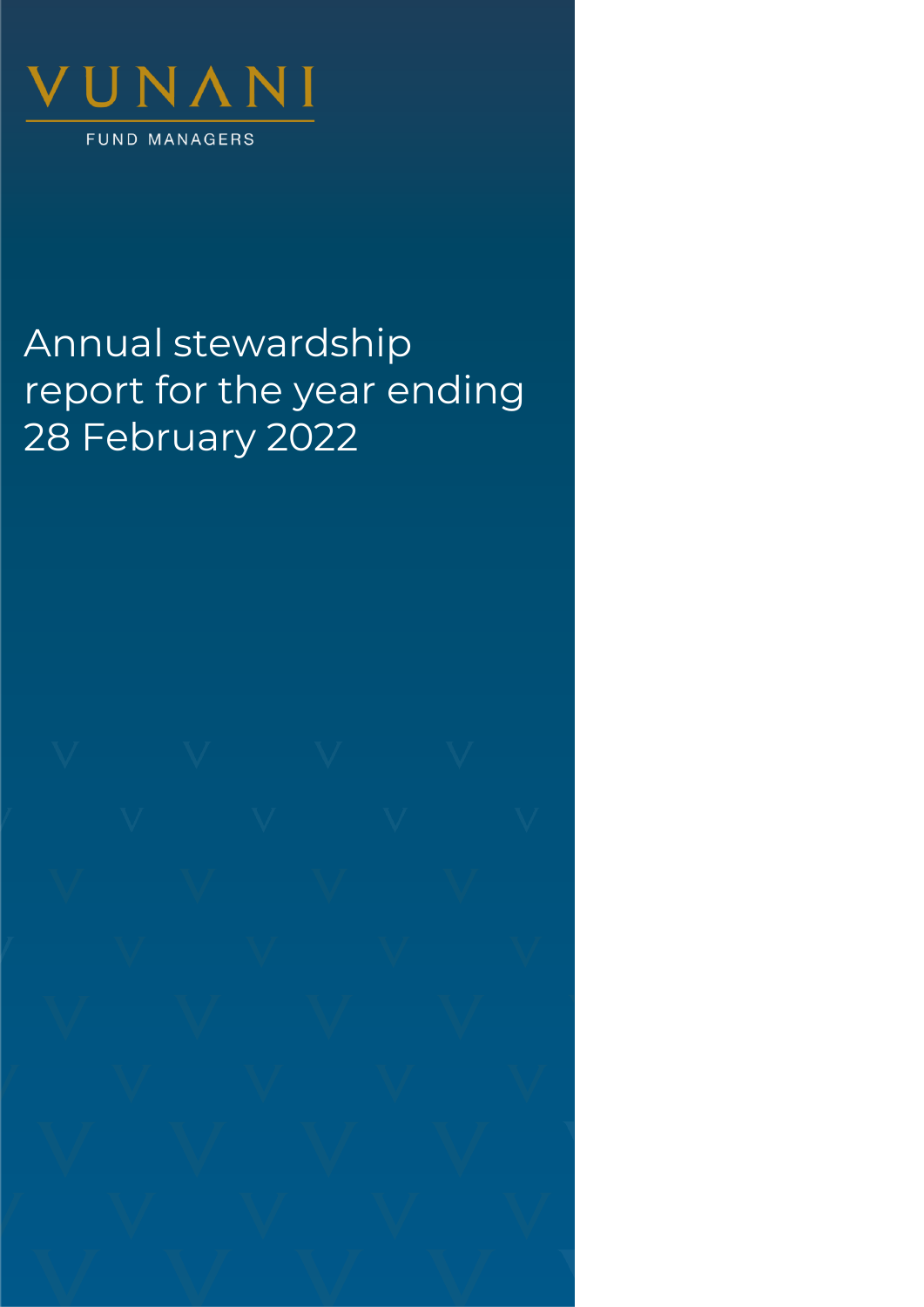VUNANI

FUND MANAGERS

# Annual stewardship report for the year ending 28 February 2022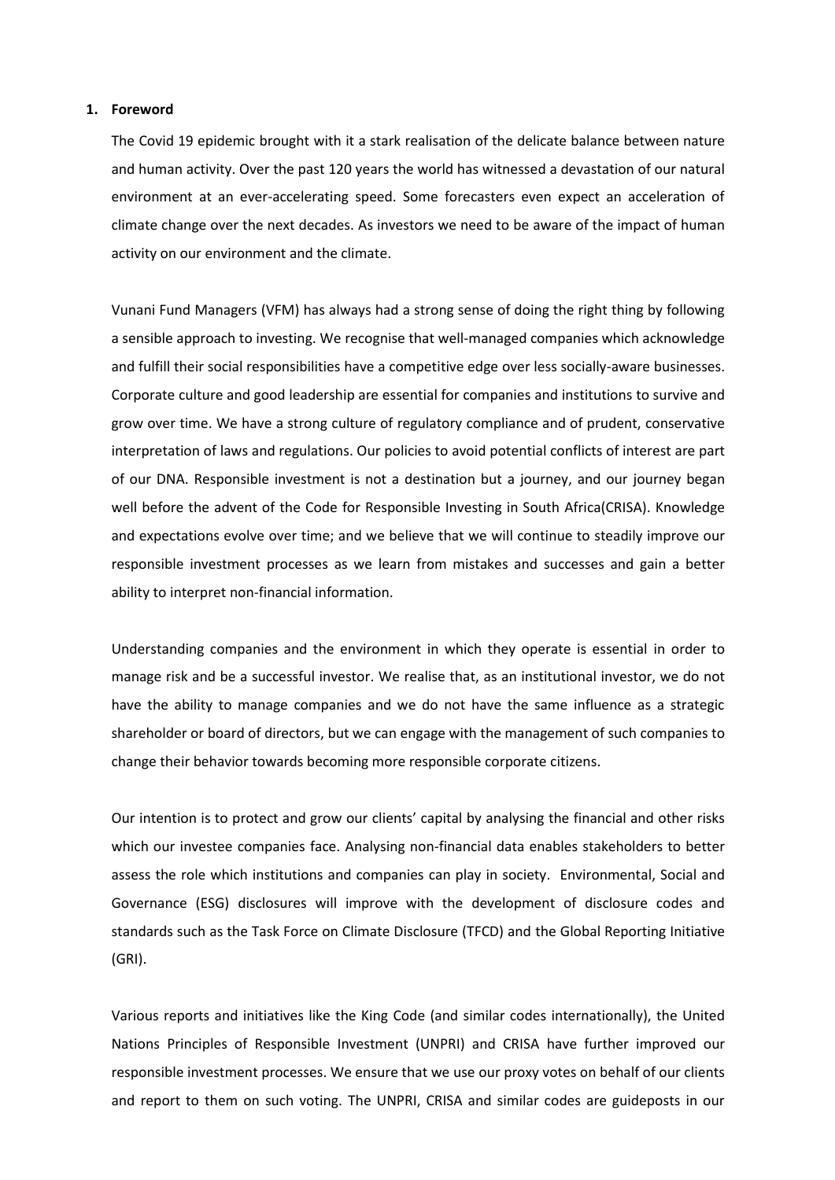## 1. Foreword

The Covid 19 epidemic brought with it a stark realisation of the delicate balance between nature and human activity. Over the past 120 years the world has witnessed a devastation of our natural environment at an ever-accelerating speed. Some forecasters even expect an acceleration of climate change over the next decades. As investors we need to be aware of the impact of human activity on our environment and the climate.

Vunani Fund Managers (VFM) has always had a strong sense of doing the right thing by following a sensible approach to investing. We recognise that well-managed companies which acknowledge and fulfill their social responsibilities have a competitive edge over less socially-aware businesses. Corporate culture and good leadership are essential for companies and institutions to survive and grow over time. We have a strong culture of regulatory compliance and of prudent, conservative interpretation of laws and regulations. Our policies to avoid potential conflicts of interest are part of our DNA. Responsible investment is not a destination but a journey, and our journey began well before the advent of the Code for Responsible Investing in South Africa(CRISA). Knowledge and expectations evolve over time; and we believe that we will continue to steadily improve our responsible investment processes as we learn from mistakes and successes and gain a better ability to interpret non-financial information.

Understanding companies and the environment in which they operate is essential in order to manage risk and be a successful investor. We realise that, as an institutional investor, we do not have the ability to manage companies and we do not have the same influence as a strategic shareholder or board of directors, but we can engage with the management of such companies to change their behavior towards becoming more responsible corporate citizens.

Our intention is to protect and grow our clients' capital by analysing the financial and other risks which our investee companies face. Analysing non-financial data enables stakeholders to better assess the role which institutions and companies can play in society. Environmental, Social and Governance (ESG) disclosures will improve with the development of disclosure codes and standards such as the Task Force on Climate Disclosure (TFCD) and the Global Reporting Initiative (GRI).

Various reports and initiatives like the King Code (and similar codes internationally), the United Nations Principles of Responsible Investment (UNPRI) and CRISA have further improved our responsible investment processes. We ensure that we use our proxy votes on behalf of our clients and report to them on such voting. The UNPRI, CRISA and similar codes are guideposts in our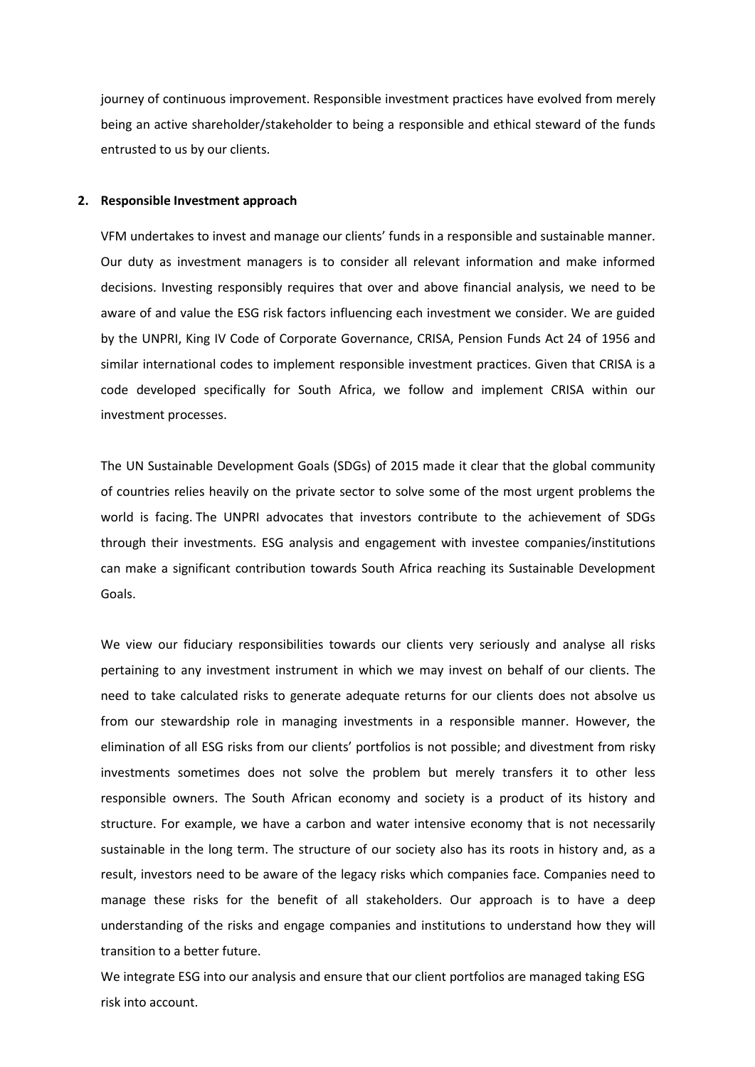journey of continuous improvement. Responsible investment practices have evolved from merely being an active shareholder/stakeholder to being a responsible and ethical steward of the funds entrusted to us by our clients.

## 2. Responsible Investment approach

VFM undertakes to invest and manage our clients' funds in a responsible and sustainable manner. Our duty as investment managers is to consider all relevant information and make informed decisions. Investing responsibly requires that over and above financial analysis, we need to be aware of and value the ESG risk factors influencing each investment we consider. We are guided by the UNPRI, King IV Code of Corporate Governance, CRISA, Pension Funds Act 24 of 1956 and similar international codes to implement responsible investment practices. Given that CRISA is a code developed specifically for South Africa, we follow and implement CRISA within our investment processes.

The UN Sustainable Development Goals (SDGs) of 2015 made it clear that the global community of countries relies heavily on the private sector to solve some of the most urgent problems the world is facing. The UNPRI advocates that investors contribute to the achievement of SDGs through their investments. ESG analysis and engagement with investee companies/institutions can make a significant contribution towards South Africa reaching its Sustainable Development Goals.

We view our fiduciary responsibilities towards our clients very seriously and analyse all risks pertaining to any investment instrument in which we may invest on behalf of our clients. The need to take calculated risks to generate adequate returns for our clients does not absolve us from our stewardship role in managing investments in a responsible manner. However, the elimination of all ESG risks from our clients' portfolios is not possible; and divestment from risky investments sometimes does not solve the problem but merely transfers it to other less responsible owners. The South African economy and society is a product of its history and structure. For example, we have a carbon and water intensive economy that is not necessarily sustainable in the long term. The structure of our society also has its roots in history and, as a result, investors need to be aware of the legacy risks which companies face. Companies need to manage these risks for the benefit of all stakeholders. Our approach is to have a deep understanding of the risks and engage companies and institutions to understand how they will transition to a better future.

We integrate ESG into our analysis and ensure that our client portfolios are managed taking ESG risk into account.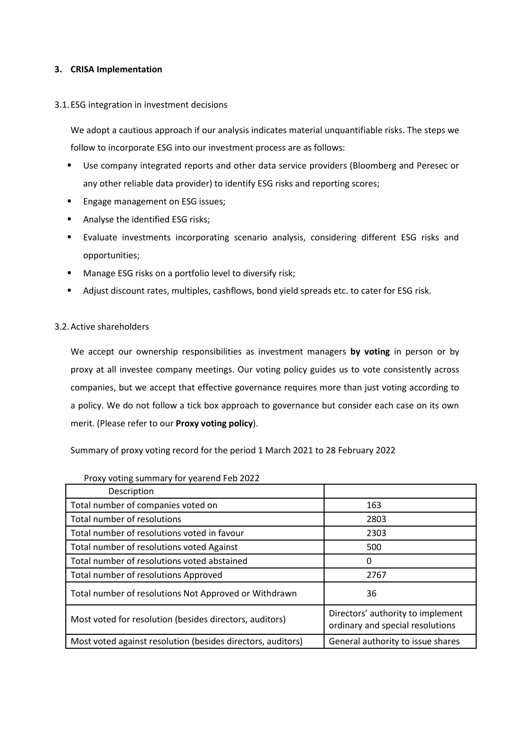## 3. CRISA Implementation

### 3.1. ESG integration in investment decisions

We adopt a cautious approach if our analysis indicates material unquantifiable risks. The steps we follow to incorporate ESG into our investment process are as follows:

- Use company integrated reports and other data service providers (Bloomberg and Peresec or any other reliable data provider) to identify ESG risks and reporting scores;
- Engage management on ESG issues;
- Analyse the identified ESG risks;
- Evaluate investments incorporating scenario analysis, considering different ESG risks and opportunities;
- Manage ESG risks on a portfolio level to diversify risk;
- Adjust discount rates, multiples, cashflows, bond yield spreads etc. to cater for ESG risk.

### 3.2. Active shareholders

We accept our ownership responsibilities as investment managers **by voting** in person or by proxy at all investee company meetings. Our voting policy guides us to vote consistently across companies, but we accept that effective governance requires more than just voting according to a policy. We do not follow a tick box approach to governance but consider each case on its own merit. (Please refer to our **Proxy voting policy**).

Summary of proxy voting record for the period 1 March 2021 to 28 February 2022

Proxy voting summary for yearend Feb 2022

| Description | |
|---|---|
| Total number of companies voted on | 163 |
| Total number of resolutions | 2803 |
| Total number of resolutions voted in favour | 2303 |
| Total number of resolutions voted Against | 500 |
| Total number of resolutions voted abstained | 0 |
| Total number of resolutions Approved | 2767 |
| Total number of resolutions Not Approved or Withdrawn | 36 |
| Most voted for resolution (besides directors, auditors) | Directors' authority to implement ordinary and special resolutions |
| Most voted against resolution (besides directors, auditors) | General authority to issue shares |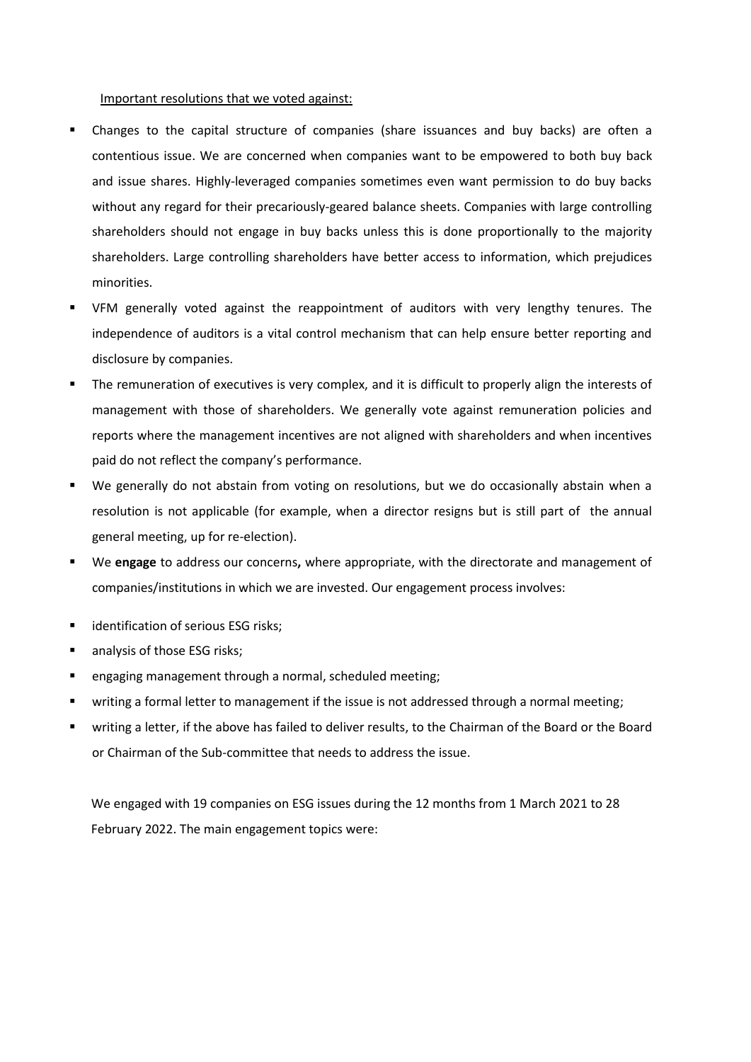Important resolutions that we voted against:

- Changes to the capital structure of companies (share issuances and buy backs) are often a contentious issue. We are concerned when companies want to be empowered to both buy back and issue shares. Highly-leveraged companies sometimes even want permission to do buy backs without any regard for their precariously-geared balance sheets. Companies with large controlling shareholders should not engage in buy backs unless this is done proportionally to the majority shareholders. Large controlling shareholders have better access to information, which prejudices minorities.
- VFM generally voted against the reappointment of auditors with very lengthy tenures. The independence of auditors is a vital control mechanism that can help ensure better reporting and disclosure by companies.
- The remuneration of executives is very complex, and it is difficult to properly align the interests of management with those of shareholders. We generally vote against remuneration policies and reports where the management incentives are not aligned with shareholders and when incentives paid do not reflect the company's performance.
- We generally do not abstain from voting on resolutions, but we do occasionally abstain when a resolution is not applicable (for example, when a director resigns but is still part of the annual general meeting, up for re-election).
- We **engage** to address our concerns**,** where appropriate, with the directorate and management of companies/institutions in which we are invested. Our engagement process involves:
- identification of serious ESG risks;
- analysis of those ESG risks;
- engaging management through a normal, scheduled meeting;
- writing a formal letter to management if the issue is not addressed through a normal meeting;
- writing a letter, if the above has failed to deliver results, to the Chairman of the Board or the Board or Chairman of the Sub-committee that needs to address the issue.

We engaged with 19 companies on ESG issues during the 12 months from 1 March 2021 to 28 February 2022. The main engagement topics were: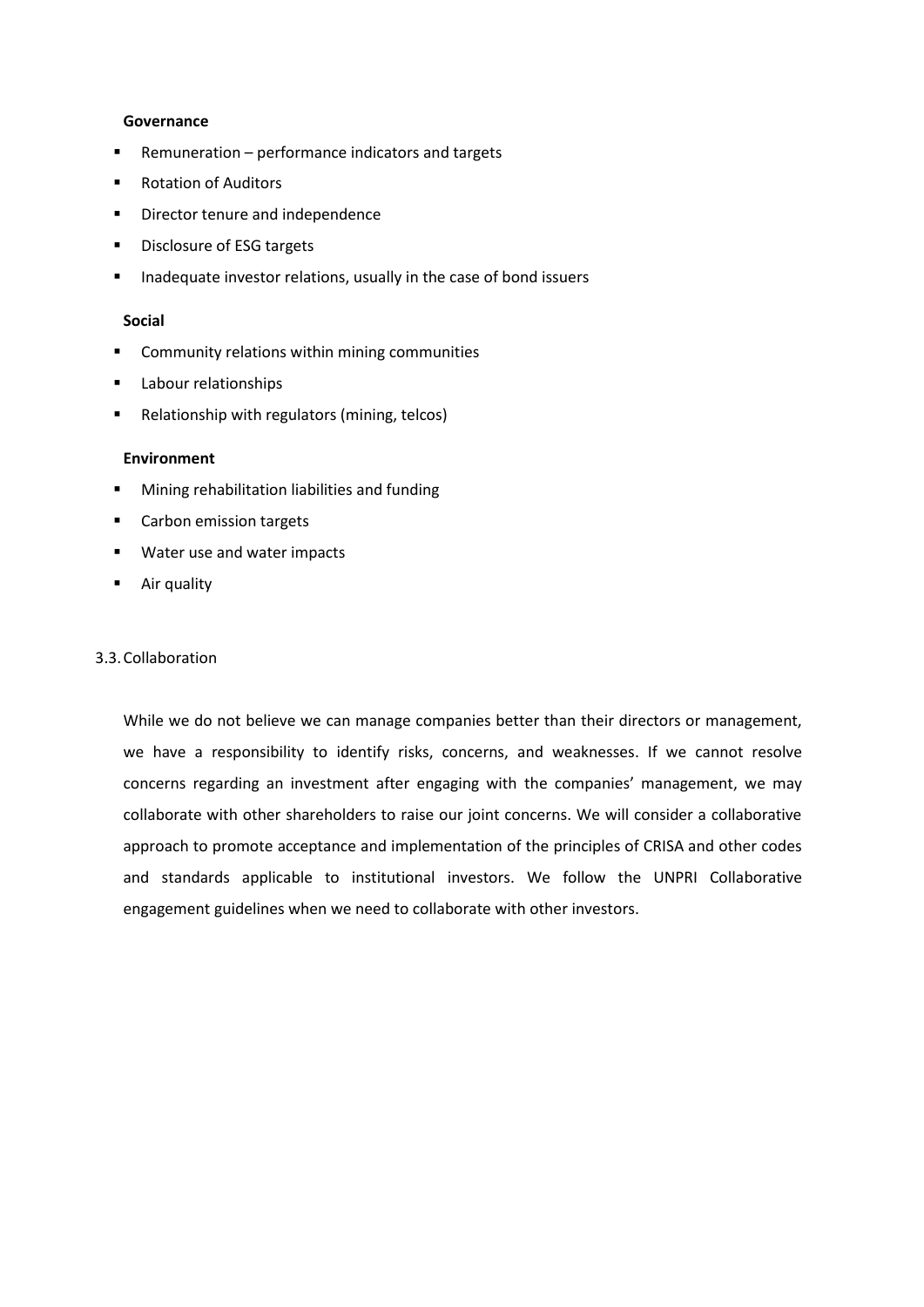**Governance**

- Remuneration – performance indicators and targets
- Rotation of Auditors
- Director tenure and independence
- Disclosure of ESG targets
- Inadequate investor relations, usually in the case of bond issuers

**Social**

- Community relations within mining communities
- Labour relationships
- Relationship with regulators (mining, telcos)

**Environment**

- Mining rehabilitation liabilities and funding
- Carbon emission targets
- Water use and water impacts
- Air quality

### 3.3. Collaboration

While we do not believe we can manage companies better than their directors or management, we have a responsibility to identify risks, concerns, and weaknesses. If we cannot resolve concerns regarding an investment after engaging with the companies' management, we may collaborate with other shareholders to raise our joint concerns. We will consider a collaborative approach to promote acceptance and implementation of the principles of CRISA and other codes and standards applicable to institutional investors. We follow the UNPRI Collaborative engagement guidelines when we need to collaborate with other investors.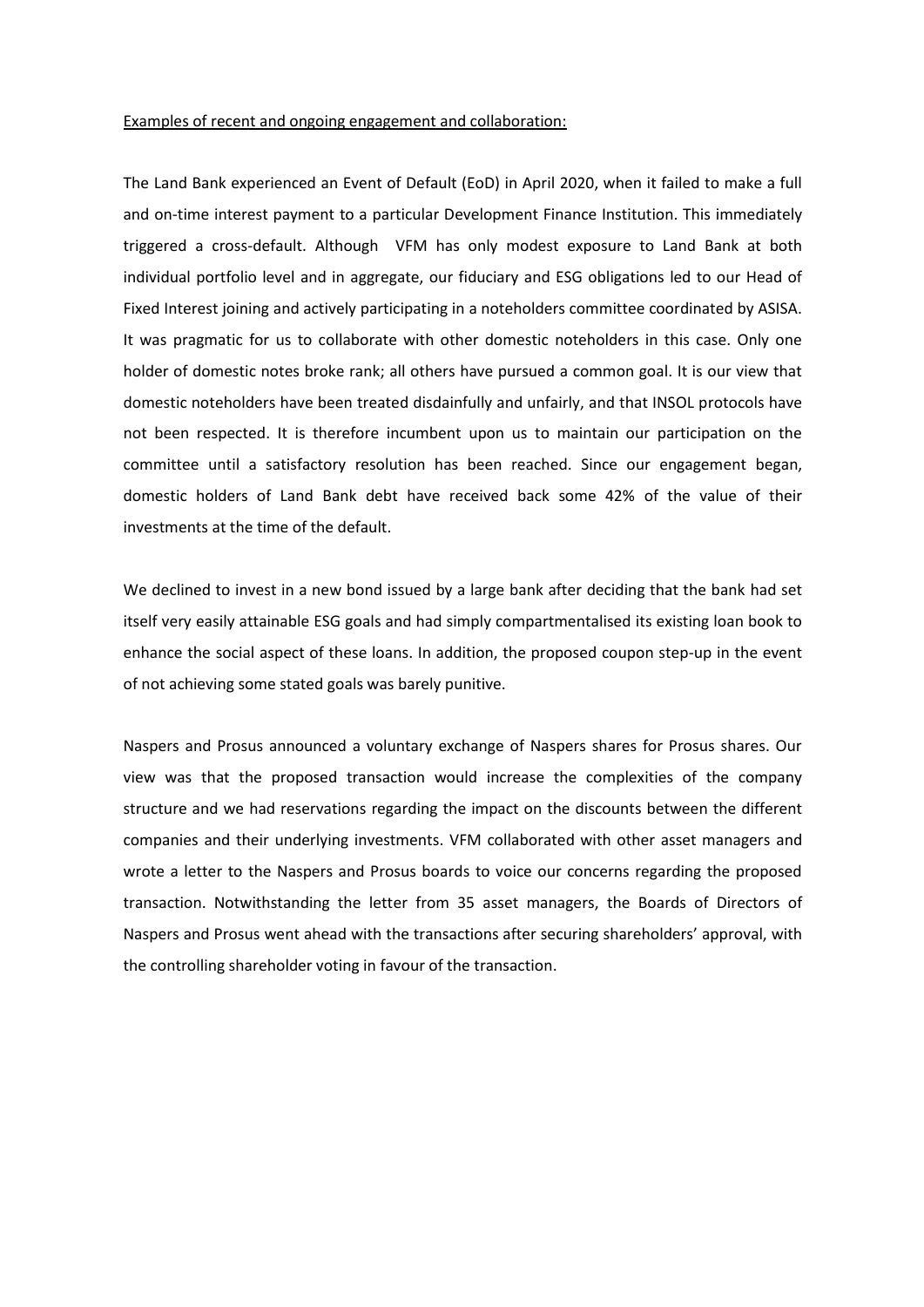<u>Examples of recent and ongoing engagement and collaboration:</u>

The Land Bank experienced an Event of Default (EoD) in April 2020, when it failed to make a full and on-time interest payment to a particular Development Finance Institution. This immediately triggered a cross-default. Although VFM has only modest exposure to Land Bank at both individual portfolio level and in aggregate, our fiduciary and ESG obligations led to our Head of Fixed Interest joining and actively participating in a noteholders committee coordinated by ASISA. It was pragmatic for us to collaborate with other domestic noteholders in this case. Only one holder of domestic notes broke rank; all others have pursued a common goal. It is our view that domestic noteholders have been treated disdainfully and unfairly, and that INSOL protocols have not been respected. It is therefore incumbent upon us to maintain our participation on the committee until a satisfactory resolution has been reached. Since our engagement began, domestic holders of Land Bank debt have received back some 42% of the value of their investments at the time of the default.

We declined to invest in a new bond issued by a large bank after deciding that the bank had set itself very easily attainable ESG goals and had simply compartmentalised its existing loan book to enhance the social aspect of these loans. In addition, the proposed coupon step-up in the event of not achieving some stated goals was barely punitive.

Naspers and Prosus announced a voluntary exchange of Naspers shares for Prosus shares. Our view was that the proposed transaction would increase the complexities of the company structure and we had reservations regarding the impact on the discounts between the different companies and their underlying investments. VFM collaborated with other asset managers and wrote a letter to the Naspers and Prosus boards to voice our concerns regarding the proposed transaction. Notwithstanding the letter from 35 asset managers, the Boards of Directors of Naspers and Prosus went ahead with the transactions after securing shareholders' approval, with the controlling shareholder voting in favour of the transaction.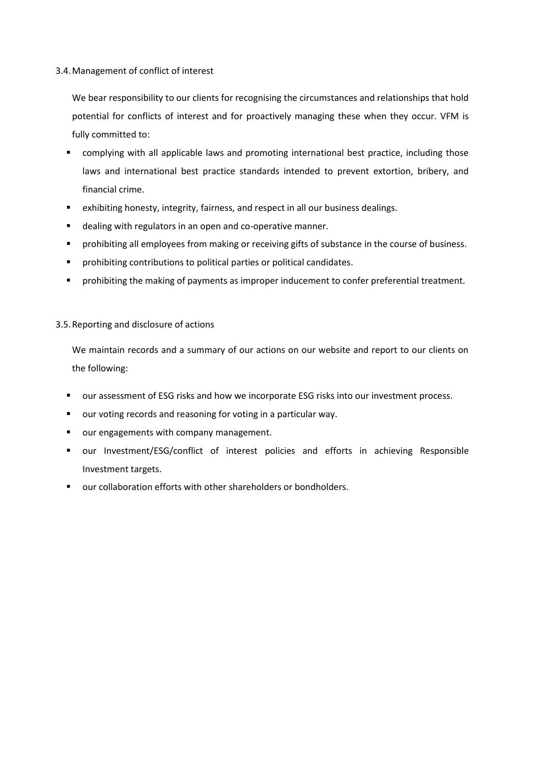### 3.4. Management of conflict of interest

We bear responsibility to our clients for recognising the circumstances and relationships that hold potential for conflicts of interest and for proactively managing these when they occur. VFM is fully committed to:

- complying with all applicable laws and promoting international best practice, including those laws and international best practice standards intended to prevent extortion, bribery, and financial crime.
- exhibiting honesty, integrity, fairness, and respect in all our business dealings.
- dealing with regulators in an open and co-operative manner.
- prohibiting all employees from making or receiving gifts of substance in the course of business.
- prohibiting contributions to political parties or political candidates.
- prohibiting the making of payments as improper inducement to confer preferential treatment.

### 3.5. Reporting and disclosure of actions

We maintain records and a summary of our actions on our website and report to our clients on the following:

- our assessment of ESG risks and how we incorporate ESG risks into our investment process.
- our voting records and reasoning for voting in a particular way.
- our engagements with company management.
- our Investment/ESG/conflict of interest policies and efforts in achieving Responsible Investment targets.
- our collaboration efforts with other shareholders or bondholders.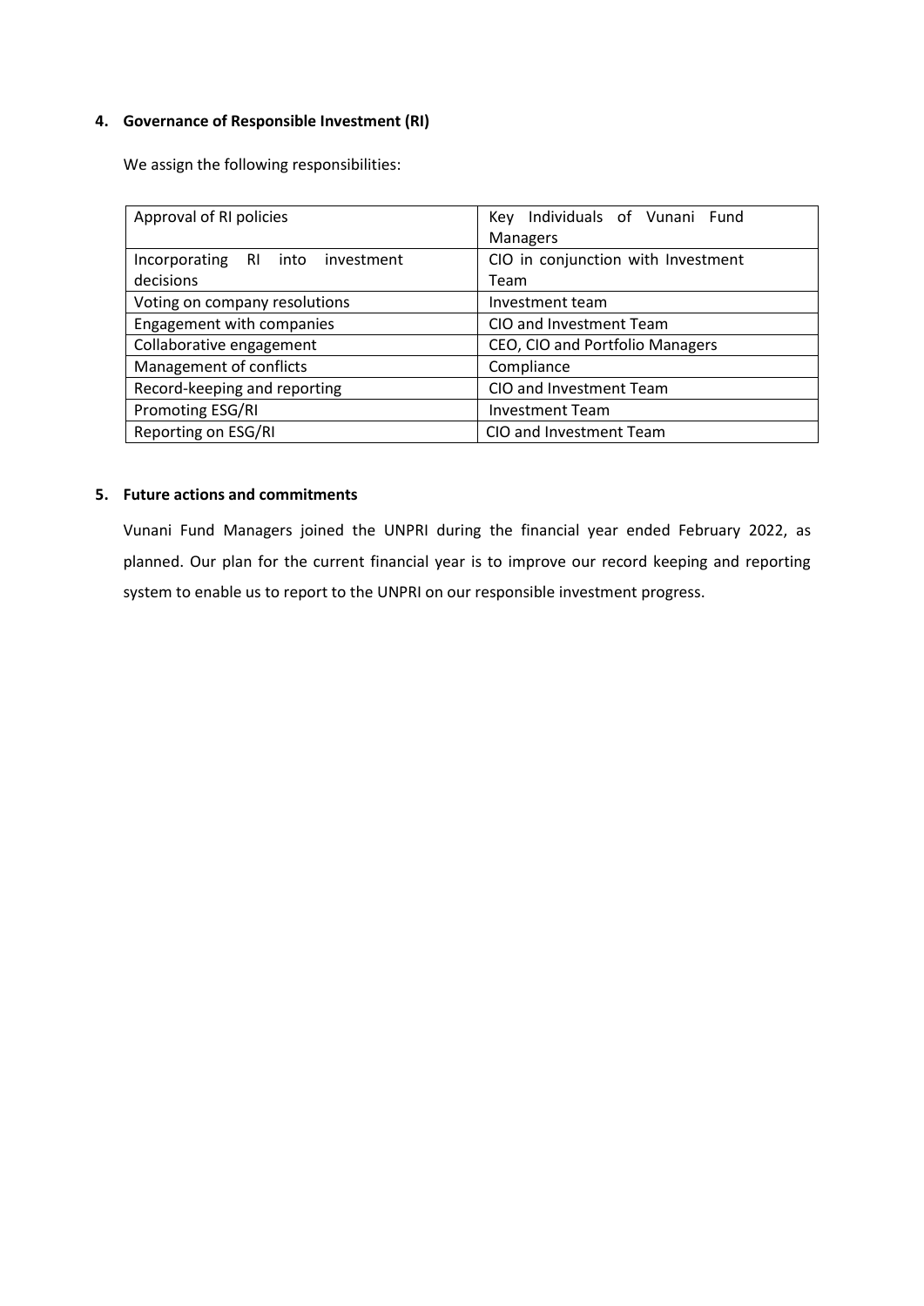## 4. Governance of Responsible Investment (RI)

We assign the following responsibilities:

| | |
|---|---|
| Approval of RI policies | Key Individuals of Vunani Fund Managers |
| Incorporating RI into investment decisions | CIO in conjunction with Investment Team |
| Voting on company resolutions | Investment team |
| Engagement with companies | CIO and Investment Team |
| Collaborative engagement | CEO, CIO and Portfolio Managers |
| Management of conflicts | Compliance |
| Record-keeping and reporting | CIO and Investment Team |
| Promoting ESG/RI | Investment Team |
| Reporting on ESG/RI | CIO and Investment Team |

## 5. Future actions and commitments

Vunani Fund Managers joined the UNPRI during the financial year ended February 2022, as planned. Our plan for the current financial year is to improve our record keeping and reporting system to enable us to report to the UNPRI on our responsible investment progress.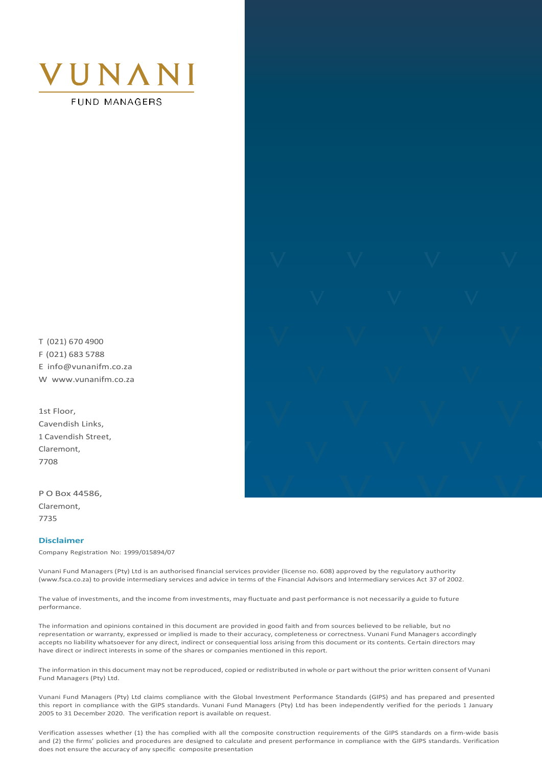# VUNANI

FUND MANAGERS

T (021) 670 4900
F (021) 683 5788
E info@vunanifm.co.za
W www.vunanifm.co.za

1st Floor,
Cavendish Links,
1 Cavendish Street,
Claremont,
7708

P O Box 44586,
Claremont,
7735

### Disclaimer

Company Registration No: 1999/015894/07

Vunani Fund Managers (Pty) Ltd is an authorised financial services provider (license no. 608) approved by the regulatory authority (www.fsca.co.za) to provide intermediary services and advice in terms of the Financial Advisors and Intermediary services Act 37 of 2002.

The value of investments, and the income from investments, may fluctuate and past performance is not necessarily a guide to future performance.

The information and opinions contained in this document are provided in good faith and from sources believed to be reliable, but no representation or warranty, expressed or implied is made to their accuracy, completeness or correctness. Vunani Fund Managers accordingly accepts no liability whatsoever for any direct, indirect or consequential loss arising from this document or its contents. Certain directors may have direct or indirect interests in some of the shares or companies mentioned in this report.

The information in this document may not be reproduced, copied or redistributed in whole or part without the prior written consent of Vunani Fund Managers (Pty) Ltd.

Vunani Fund Managers (Pty) Ltd claims compliance with the Global Investment Performance Standards (GIPS) and has prepared and presented this report in compliance with the GIPS standards. Vunani Fund Managers (Pty) Ltd has been independently verified for the periods 1 January 2005 to 31 December 2020. The verification report is available on request.

Verification assesses whether (1) the has complied with all the composite construction requirements of the GIPS standards on a firm-wide basis and (2) the firms' policies and procedures are designed to calculate and present performance in compliance with the GIPS standards. Verification does not ensure the accuracy of any specific composite presentation